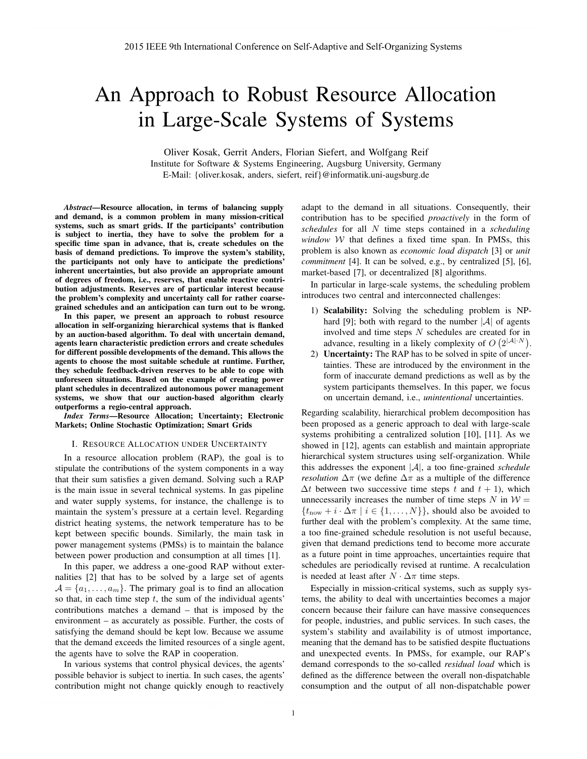# An Approach to Robust Resource Allocation in Large-Scale Systems of Systems

Oliver Kosak, Gerrit Anders, Florian Siefert, and Wolfgang Reif
Institute for Software & Systems Engineering, Augsburg University, Germany
E-Mail: {oliver.kosak, anders, siefert, reif}@informatik.uni-augsburg.de

***Abstract*—Resource allocation, in terms of balancing supply and demand, is a common problem in many mission-critical systems, such as smart grids. If the participants' contribution is subject to inertia, they have to solve the problem for a specific time span in advance, that is, create schedules on the basis of demand predictions. To improve the system's stability, the participants not only have to anticipate the predictions' inherent uncertainties, but also provide an appropriate amount of degrees of freedom, i.e., reserves, that enable reactive contribution adjustments. Reserves are of particular interest because the problem's complexity and uncertainty call for rather coarse-grained schedules and an anticipation can turn out to be wrong.**

**In this paper, we present an approach to robust resource allocation in self-organizing hierarchical systems that is flanked by an auction-based algorithm. To deal with uncertain demand, agents learn characteristic prediction errors and create schedules for different possible developments of the demand. This allows the agents to choose the most suitable schedule at runtime. Further, they schedule feedback-driven reserves to be able to cope with unforeseen situations. Based on the example of creating power plant schedules in decentralized autonomous power management systems, we show that our auction-based algorithm clearly outperforms a regio-central approach.**

***Index Terms*—Resource Allocation; Uncertainty; Electronic Markets; Online Stochastic Optimization; Smart Grids**

## I. Resource Allocation under Uncertainty

In a resource allocation problem (RAP), the goal is to stipulate the contributions of the system components in a way that their sum satisfies a given demand. Solving such a RAP is the main issue in several technical systems. In gas pipeline and water supply systems, for instance, the challenge is to maintain the system's pressure at a certain level. Regarding district heating systems, the network temperature has to be kept between specific bounds. Similarly, the main task in power management systems (PMSs) is to maintain the balance between power production and consumption at all times [1].

In this paper, we address a one-good RAP without externalities [2] that has to be solved by a large set of agents $\mathcal{A} = \{a_1, \ldots, a_m\}$. The primary goal is to find an allocation so that, in each time step $t$, the sum of the individual agents' contributions matches a demand – that is imposed by the environment – as accurately as possible. Further, the costs of satisfying the demand should be kept low. Because we assume that the demand exceeds the limited resources of a single agent, the agents have to solve the RAP in cooperation.

In various systems that control physical devices, the agents' possible behavior is subject to inertia. In such cases, the agents' contribution might not change quickly enough to reactively adapt to the demand in all situations. Consequently, their contribution has to be specified *proactively* in the form of *schedules* for all $N$ time steps contained in a *scheduling window* $\mathcal{W}$ that defines a fixed time span. In PMSs, this problem is also known as *economic load dispatch* [3] or *unit commitment* [4]. It can be solved, e.g., by centralized [5], [6], market-based [7], or decentralized [8] algorithms.

In particular in large-scale systems, the scheduling problem introduces two central and interconnected challenges:

1) **Scalability:** Solving the scheduling problem is NP-hard [9]; both with regard to the number $|\mathcal{A}|$ of agents involved and time steps $N$ schedules are created for in advance, resulting in a likely complexity of $O\left(2^{|\mathcal{A}| \cdot N}\right)$.
2) **Uncertainty:** The RAP has to be solved in spite of uncertainties. These are introduced by the environment in the form of inaccurate demand predictions as well as by the system participants themselves. In this paper, we focus on uncertain demand, i.e., *unintentional* uncertainties.

Regarding scalability, hierarchical problem decomposition has been proposed as a generic approach to deal with large-scale systems prohibiting a centralized solution [10], [11]. As we showed in [12], agents can establish and maintain appropriate hierarchical system structures using self-organization. While this addresses the exponent $|\mathcal{A}|$, a too fine-grained *schedule resolution* $\Delta\pi$ (we define $\Delta\pi$ as a multiple of the difference $\Delta t$ between two successive time steps $t$ and $t+1$), which unnecessarily increases the number of time steps $N$ in $\mathcal{W} = \{t_{\text{now}} + i \cdot \Delta\pi \mid i \in \{1, \ldots, N\}\}$, should also be avoided to further deal with the problem's complexity. At the same time, a too fine-grained schedule resolution is not useful because, given that demand predictions tend to become more accurate as a future point in time approaches, uncertainties require that schedules are periodically revised at runtime. A recalculation is needed at least after $N \cdot \Delta\pi$ time steps.

Especially in mission-critical systems, such as supply systems, the ability to deal with uncertainties becomes a major concern because their failure can have massive consequences for people, industries, and public services. In such cases, the system's stability and availability is of utmost importance, meaning that the demand has to be satisfied despite fluctuations and unexpected events. In PMSs, for example, our RAP's demand corresponds to the so-called *residual load* which is defined as the difference between the overall non-dispatchable consumption and the output of all non-dispatchable power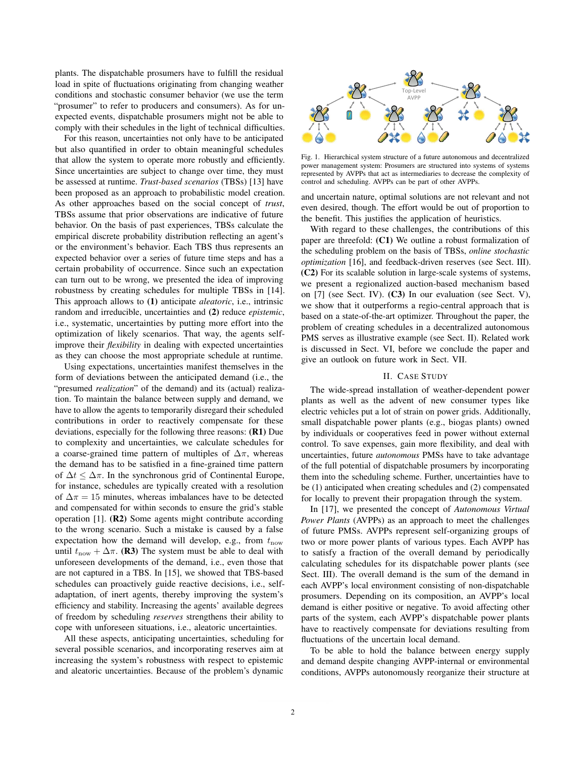plants. The dispatchable prosumers have to fulfill the residual load in spite of fluctuations originating from changing weather conditions and stochastic consumer behavior (we use the term "prosumer" to refer to producers and consumers). As for unexpected events, dispatchable prosumers might not be able to comply with their schedules in the light of technical difficulties.

For this reason, uncertainties not only have to be anticipated but also quantified in order to obtain meaningful schedules that allow the system to operate more robustly and efficiently. Since uncertainties are subject to change over time, they must be assessed at runtime. *Trust-based scenarios* (TBSs) [13] have been proposed as an approach to probabilistic model creation. As other approaches based on the social concept of *trust*, TBSs assume that prior observations are indicative of future behavior. On the basis of past experiences, TBSs calculate the empirical discrete probability distribution reflecting an agent's or the environment's behavior. Each TBS thus represents an expected behavior over a series of future time steps and has a certain probability of occurrence. Since such an expectation can turn out to be wrong, we presented the idea of improving robustness by creating schedules for multiple TBSs in [14]. This approach allows to **(1)** anticipate *aleatoric*, i.e., intrinsic random and irreducible, uncertainties and **(2)** reduce *epistemic*, i.e., systematic, uncertainties by putting more effort into the optimization of likely scenarios. That way, the agents self-improve their *flexibility* in dealing with expected uncertainties as they can choose the most appropriate schedule at runtime.

Using expectations, uncertainties manifest themselves in the form of deviations between the anticipated demand (i.e., the "presumed *realization*" of the demand) and its (actual) realization. To maintain the balance between supply and demand, we have to allow the agents to temporarily disregard their scheduled contributions in order to reactively compensate for these deviations, especially for the following three reasons: **(R1)** Due to complexity and uncertainties, we calculate schedules for a coarse-grained time pattern of multiples of $\Delta\pi$, whereas the demand has to be satisfied in a fine-grained time pattern of $\Delta t \leq \Delta\pi$. In the synchronous grid of Continental Europe, for instance, schedules are typically created with a resolution of $\Delta\pi = 15$ minutes, whereas imbalances have to be detected and compensated for within seconds to ensure the grid's stable operation [1]. **(R2)** Some agents might contribute according to the wrong scenario. Such a mistake is caused by a false expectation how the demand will develop, e.g., from $t_{\text{now}}$ until $t_{\text{now}} + \Delta\pi$. **(R3)** The system must be able to deal with unforeseen developments of the demand, i.e., even those that are not captured in a TBS. In [15], we showed that TBS-based schedules can proactively guide reactive decisions, i.e., self-adaptation, of inert agents, thereby improving the system's efficiency and stability. Increasing the agents' available degrees of freedom by scheduling *reserves* strengthens their ability to cope with unforeseen situations, i.e., aleatoric uncertainties.

All these aspects, anticipating uncertainties, scheduling for several possible scenarios, and incorporating reserves aim at increasing the system's robustness with respect to epistemic and aleatoric uncertainties. Because of the problem's dynamic and uncertain nature, optimal solutions are not relevant and not even desired, though. The effort would be out of proportion to the benefit. This justifies the application of heuristics.

Fig. 1. Hierarchical system structure of a future autonomous and decentralized power management system: Prosumers are structured into systems of systems represented by AVPPs that act as intermediaries to decrease the complexity of control and scheduling. AVPPs can be part of other AVPPs.

With regard to these challenges, the contributions of this paper are threefold: **(C1)** We outline a robust formalization of the scheduling problem on the basis of TBSs, *online stochastic optimization* [16], and feedback-driven reserves (see Sect. III). **(C2)** For its scalable solution in large-scale systems of systems, we present a regionalized auction-based mechanism based on [7] (see Sect. IV). **(C3)** In our evaluation (see Sect. V), we show that it outperforms a regio-central approach that is based on a state-of-the-art optimizer. Throughout the paper, the problem of creating schedules in a decentralized autonomous PMS serves as illustrative example (see Sect. II). Related work is discussed in Sect. VI, before we conclude the paper and give an outlook on future work in Sect. VII.

## II. Case Study

The wide-spread installation of weather-dependent power plants as well as the advent of new consumer types like electric vehicles put a lot of strain on power grids. Additionally, small dispatchable power plants (e.g., biogas plants) owned by individuals or cooperatives feed in power without external control. To save expenses, gain more flexibility, and deal with uncertainties, future *autonomous* PMSs have to take advantage of the full potential of dispatchable prosumers by incorporating them into the scheduling scheme. Further, uncertainties have to be (1) anticipated when creating schedules and (2) compensated for locally to prevent their propagation through the system.

In [17], we presented the concept of *Autonomous Virtual Power Plants* (AVPPs) as an approach to meet the challenges of future PMSs. AVPPs represent self-organizing groups of two or more power plants of various types. Each AVPP has to satisfy a fraction of the overall demand by periodically calculating schedules for its dispatchable power plants (see Sect. III). The overall demand is the sum of the demand in each AVPP's local environment consisting of non-dispatchable prosumers. Depending on its composition, an AVPP's local demand is either positive or negative. To avoid affecting other parts of the system, each AVPP's dispatchable power plants have to reactively compensate for deviations resulting from fluctuations of the uncertain local demand.

To be able to hold the balance between energy supply and demand despite changing AVPP-internal or environmental conditions, AVPPs autonomously reorganize their structure at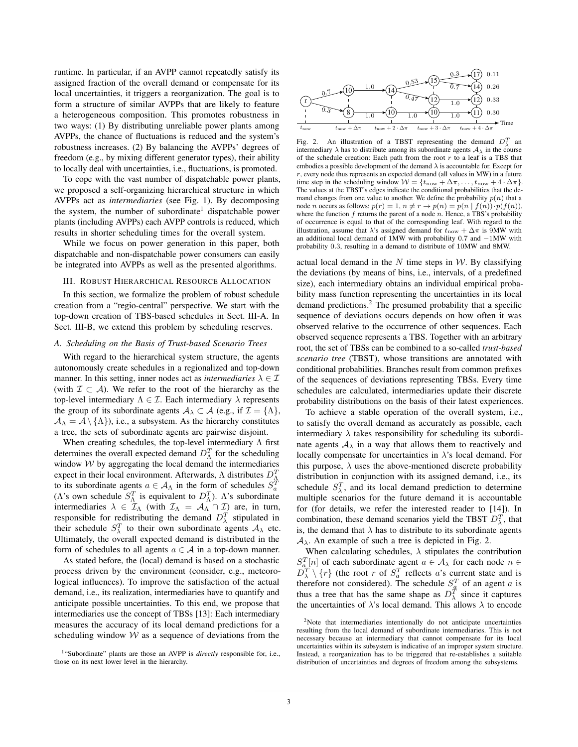runtime. In particular, if an AVPP cannot repeatedly satisfy its assigned fraction of the overall demand or compensate for its local uncertainties, it triggers a reorganization. The goal is to form a structure of similar AVPPs that are likely to feature a heterogeneous composition. This promotes robustness in two ways: (1) By distributing unreliable power plants among AVPPs, the chance of fluctuations is reduced and the system's robustness increases. (2) By balancing the AVPPs' degrees of freedom (e.g., by mixing different generator types), their ability to locally deal with uncertainties, i.e., fluctuations, is promoted.

To cope with the vast number of dispatchable power plants, we proposed a self-organizing hierarchical structure in which AVPPs act as *intermediaries* (see Fig. 1). By decomposing the system, the number of subordinate[1] dispatchable power plants (including AVPPs) each AVPP controls is reduced, which results in shorter scheduling times for the overall system.

While we focus on power generation in this paper, both dispatchable and non-dispatchable power consumers can easily be integrated into AVPPs as well as the presented algorithms.

## III. Robust Hierarchical Resource Allocation

In this section, we formalize the problem of robust schedule creation from a "regio-central" perspective. We start with the top-down creation of TBS-based schedules in Sect. III-A. In Sect. III-B, we extend this problem by scheduling reserves.

### A. Scheduling on the Basis of Trust-based Scenario Trees

With regard to the hierarchical system structure, the agents autonomously create schedules in a regionalized and top-down manner. In this setting, inner nodes act as *intermediaries* $\lambda \in \mathcal{I}$ (with $\mathcal{I} \subset \mathcal{A}$). We refer to the root of the hierarchy as the top-level intermediary $\Lambda \in \mathcal{I}$. Each intermediary $\lambda$ represents the group of its subordinate agents $\mathcal{A}_\lambda \subset \mathcal{A}$ (e.g., if $\mathcal{I} = \{\Lambda\}$, $\mathcal{A}_\Lambda = \mathcal{A} \setminus \{\Lambda\}$), i.e., a subsystem. As the hierarchy constitutes a tree, the sets of subordinate agents are pairwise disjoint.

When creating schedules, the top-level intermediary $\Lambda$ first determines the overall expected demand $D_\Lambda^T$ for the scheduling window $\mathcal{W}$ by aggregating the local demand the intermediaries expect in their local environment. Afterwards, $\Lambda$ distributes $D_\Lambda^T$ to its subordinate agents $a \in \mathcal{A}_\Lambda$ in the form of schedules $S_a^T$ ($\Lambda$'s own schedule $S_\Lambda^T$ is equivalent to $D_\Lambda^T$). $\Lambda$'s subordinate intermediaries $\lambda \in \mathcal{I}_\Lambda$ (with $\mathcal{I}_\Lambda = \mathcal{A}_\Lambda \cap \mathcal{I}$) are, in turn, responsible for redistributing the demand $D_\lambda^T$ stipulated in their schedule $S_\lambda^T$ to their own subordinate agents $\mathcal{A}_\lambda$ etc. Ultimately, the overall expected demand is distributed in the form of schedules to all agents $a \in \mathcal{A}$ in a top-down manner.

As stated before, the (local) demand is based on a stochastic process driven by the environment (consider, e.g., meteorological influences). To improve the satisfaction of the actual demand, i.e., its realization, intermediaries have to quantify and anticipate possible uncertainties. To this end, we propose that intermediaries use the concept of TBSs [13]: Each intermediary measures the accuracy of its local demand predictions for a scheduling window $\mathcal{W}$ as a sequence of deviations from the actual local demand in the $N$ time steps in $\mathcal{W}$. By classifying the deviations (by means of bins, i.e., intervals, of a predefined size), each intermediary obtains an individual empirical probability mass function representing the uncertainties in its local demand predictions.[2] The presumed probability that a specific sequence of deviations occurs depends on how often it was observed relative to the occurrence of other sequences. Each observed sequence represents a TBS. Together with an arbitrary root, the set of TBSs can be combined to a so-called *trust-based scenario tree* (TBST), whose transitions are annotated with conditional probabilities. Branches result from common prefixes of the sequences of deviations representing TBSs. Every time schedules are calculated, intermediaries update their discrete probability distributions on the basis of their latest experiences.

Fig. 2. An illustration of a TBST representing the demand $D_\lambda^T$ an intermediary $\lambda$ has to distribute among its subordinate agents $\mathcal{A}_\lambda$ in the course of the schedule creation: Each path from the root $r$ to a leaf is a TBS that embodies a possible development of the demand $\lambda$ is accountable for. Except for $r$, every node thus represents an expected demand (all values in MW) in a future time step in the scheduling window $\mathcal{W} = \{t_{\text{now}} + \Delta\pi, \ldots, t_{\text{now}} + 4 \cdot \Delta\pi\}$. The values at the TBST's edges indicate the conditional probabilities that the demand changes from one value to another. We define the probability $p(n)$ that a node $n$ occurs as follows: $p(r) = 1$, $n \neq r \rightarrow p(n) = p(n \mid f(n)) \cdot p(f(n))$, where the function $f$ returns the parent of a node $n$. Hence, a TBS's probability of occurrence is equal to that of the corresponding leaf. With regard to the illustration, assume that $\lambda$'s assigned demand for $t_{\text{now}} + \Delta\pi$ is 9MW with an additional local demand of 1MW with probability 0.7 and −1MW with probability 0.3, resulting in a demand to distribute of 10MW and 8MW.

To achieve a stable operation of the overall system, i.e., to satisfy the overall demand as accurately as possible, each intermediary $\lambda$ takes responsibility for scheduling its subordinate agents $\mathcal{A}_\lambda$ in a way that allows them to reactively and locally compensate for uncertainties in $\lambda$'s local demand. For this purpose, $\lambda$ uses the above-mentioned discrete probability distribution in conjunction with its assigned demand, i.e., its schedule $S_\lambda^T$, and its local demand prediction to determine multiple scenarios for the future demand it is accountable for (for details, we refer the interested reader to [14]). In combination, these demand scenarios yield the TBST $D_\lambda^T$, that is, the demand that $\lambda$ has to distribute to its subordinate agents $\mathcal{A}_\lambda$. An example of such a tree is depicted in Fig. 2.

When calculating schedules, $\lambda$ stipulates the contribution $S_a^T[n]$ of each subordinate agent $a \in \mathcal{A}_\lambda$ for each node $n \in D_\lambda^T \setminus \{r\}$ (the root $r$ of $S_a^T$ reflects $a$'s current state and is therefore not considered). The schedule $S_a^T$ of an agent $a$ is thus a tree that has the same shape as $D_\lambda^T$ since it captures the uncertainties of $\lambda$'s local demand. This allows $\lambda$ to encode

[1] "Subordinate" plants are those an AVPP is *directly* responsible for, i.e., those on its next lower level in the hierarchy.

[2] Note that intermediaries intentionally do not anticipate uncertainties resulting from the local demand of subordinate intermediaries. This is not necessary because an intermediary that cannot compensate for its local uncertainties within its subsystem is indicative of an improper system structure. Instead, a reorganization has to be triggered that re-establishes a suitable distribution of uncertainties and degrees of freedom among the subsystems.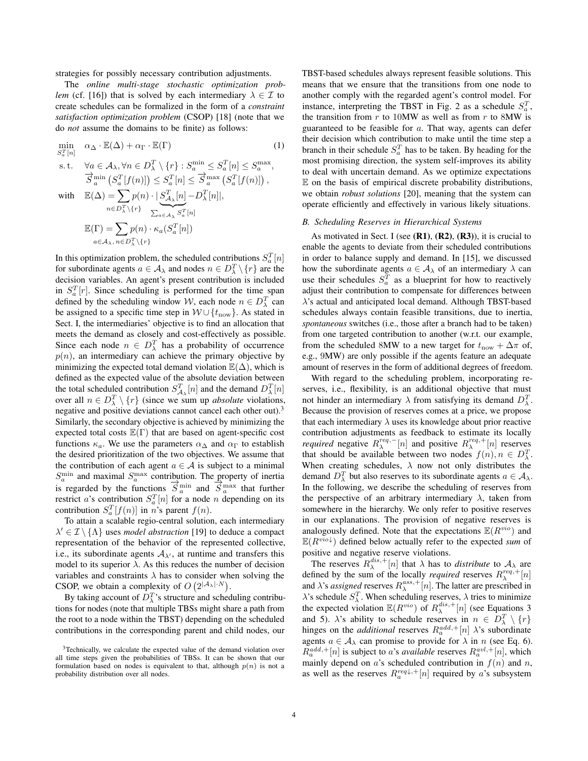strategies for possibly necessary contribution adjustments.

The *online multi-stage stochastic optimization problem* (cf. [16]) that is solved by each intermediary $\lambda \in \mathcal{I}$ to create schedules can be formalized in the form of a *constraint satisfaction optimization problem* (CSOP) [18] (note that we do *not* assume the domains to be finite) as follows:

$$
\begin{aligned}
\min_{S_a^T[n]} \quad & \alpha_\Delta \cdot \mathbb{E}(\Delta) + \alpha_\Gamma \cdot \mathbb{E}(\Gamma) \qquad (1)\\
\text{s. t.} \quad & \forall a \in \mathcal{A}_\lambda, \forall n \in D_\lambda^T \setminus \{r\} : S_a^{\min} \leq S_a^T[n] \leq S_a^{\max},\\
& \overrightarrow{S}_a^{\min}\left(S_a^T[f(n)]\right) \leq S_a^T[n] \leq \overrightarrow{S}_a^{\max}\left(S_a^T[f(n)]\right),\\
\text{with} \quad & \mathbb{E}(\Delta) = \sum_{n \in D_\lambda^T \setminus \{r\}} p(n) \cdot |\underbrace{S_{\mathcal{A}_\lambda}^T[n]}_{\sum_{a \in \mathcal{A}_\lambda} S_a^T[n]} - D_\lambda^T[n]|,\\
& \mathbb{E}(\Gamma) = \sum_{a \in \mathcal{A}_\lambda,\, n \in D_\lambda^T \setminus \{r\}} p(n) \cdot \kappa_a(S_a^T[n])
\end{aligned}
$$

In this optimization problem, the scheduled contributions $S_a^T[n]$ for subordinate agents $a \in \mathcal{A}_\lambda$ and nodes $n \in D_\lambda^T \setminus \{r\}$ are the decision variables. An agent's present contribution is included in $S_a^T[r]$. Since scheduling is performed for the time span defined by the scheduling window $\mathcal{W}$, each node $n \in D_\lambda^T$ can be assigned to a specific time step in $\mathcal{W} \cup \{t_{\text{now}}\}$. As stated in Sect. I, the intermediaries' objective is to find an allocation that meets the demand as closely and cost-effectively as possible. Since each node $n \in D_\lambda^T$ has a probability of occurrence $p(n)$, an intermediary can achieve the primary objective by minimizing the expected total demand violation $\mathbb{E}(\Delta)$, which is defined as the expected value of the absolute deviation between the total scheduled contribution $S_{\mathcal{A}_\lambda}^T[n]$ and the demand $D_\lambda^T[n]$ over all $n \in D_\lambda^T \setminus \{r\}$ (since we sum up *absolute* violations, negative and positive deviations cannot cancel each other out).[3] Similarly, the secondary objective is achieved by minimizing the expected total costs $\mathbb{E}(\Gamma)$ that are based on agent-specific cost functions $\kappa_a$. We use the parameters $\alpha_\Delta$ and $\alpha_\Gamma$ to establish the desired prioritization of the two objectives. We assume that the contribution of each agent $a \in \mathcal{A}$ is subject to a minimal $S_a^{\min}$ and maximal $S_a^{\max}$ contribution. The property of inertia is regarded by the functions $\overrightarrow{S}_a^{\min}$ and $\overrightarrow{S}_a^{\max}$ that further restrict $a$'s contribution $S_a^T[n]$ for a node $n$ depending on its contribution $S_a^T[f(n)]$ in $n$'s parent $f(n)$.

To attain a scalable regio-central solution, each intermediary $\lambda' \in \mathcal{I} \setminus \{\Lambda\}$ uses *model abstraction* [19] to deduce a compact representation of the behavior of the represented collective, i.e., its subordinate agents $\mathcal{A}_{\lambda'}$, at runtime and transfers this model to its superior $\lambda$. As this reduces the number of decision variables and constraints $\lambda$ has to consider when solving the CSOP, we obtain a complexity of $O\left(2^{|\mathcal{A}_\lambda| \cdot N}\right)$.

By taking account of $D_\lambda^T$'s structure and scheduling contributions for nodes (note that multiple TBSs might share a path from the root to a node within the TBST) depending on the scheduled contributions in the corresponding parent and child nodes, our TBST-based schedules always represent feasible solutions. This means that we ensure that the transitions from one node to another comply with the regarded agent's control model. For instance, interpreting the TBST in Fig. 2 as a schedule $S_a^T$, the transition from $r$ to 10MW as well as from $r$ to 8MW is guaranteed to be feasible for $a$. That way, agents can defer their decision which contribution to make until the time step a branch in their schedule $S_a^T$ has to be taken. By heading for the most promising direction, the system self-improves its ability to deal with uncertain demand. As we optimize expectations $\mathbb{E}$ on the basis of empirical discrete probability distributions, we obtain *robust solutions* [20], meaning that the system can operate efficiently and effectively in various likely situations.

[3] Technically, we calculate the expected value of the demand violation over all time steps given the probabilities of TBSs. It can be shown that our formulation based on nodes is equivalent to that, although $p(n)$ is not a probability distribution over all nodes.

### B. Scheduling Reserves in Hierarchical Systems

As motivated in Sect. I (see **(R1)**, **(R2)**, **(R3)**), it is crucial to enable the agents to deviate from their scheduled contributions in order to balance supply and demand. In [15], we discussed how the subordinate agents $a \in \mathcal{A}_\lambda$ of an intermediary $\lambda$ can use their schedules $S_a^T$ as a blueprint for how to reactively adjust their contribution to compensate for differences between $\lambda$'s actual and anticipated local demand. Although TBST-based schedules always contain feasible transitions, due to inertia, *spontaneous* switches (i.e., those after a branch had to be taken) from one targeted contribution to another (w.r.t. our example, from the scheduled 8MW to a new target for $t_{\text{now}} + \Delta\pi$ of, e.g., 9MW) are only possible if the agents feature an adequate amount of reserves in the form of additional degrees of freedom.

With regard to the scheduling problem, incorporating reserves, i.e., flexibility, is an additional objective that must not hinder an intermediary $\lambda$ from satisfying its demand $D_\lambda^T$. Because the provision of reserves comes at a price, we propose that each intermediary $\lambda$ uses its knowledge about prior reactive contribution adjustments as feedback to estimate its locally *required* negative $R_\lambda^{req,-}[n]$ and positive $R_\lambda^{req,+}[n]$ reserves that should be available between two nodes $f(n), n \in D_\lambda^T$. When creating schedules, $\lambda$ now not only distributes the demand $D_\lambda^T$ but also reserves to its subordinate agents $a \in \mathcal{A}_\lambda$. In the following, we describe the scheduling of reserves from the perspective of an arbitrary intermediary $\lambda$, taken from somewhere in the hierarchy. We only refer to positive reserves in our explanations. The provision of negative reserves is analogously defined. Note that the expectations $\mathbb{E}(R^{vio})$ and $\mathbb{E}(R^{vio\downarrow})$ defined below actually refer to the expected *sum* of positive and negative reserve violations.

The reserves $R_\lambda^{dis,+}[n]$ that $\lambda$ has to *distribute* to $\mathcal{A}_\lambda$ are defined by the sum of the locally *required* reserves $R_\lambda^{req,+}[n]$ and $\lambda$'s *assigned* reserves $R_\lambda^{ass,+}[n]$. The latter are prescribed in $\lambda$'s schedule $S_\lambda^T$. When scheduling reserves, $\lambda$ tries to minimize the expected violation $\mathbb{E}(R^{vio})$ of $R_\lambda^{dis,+}[n]$ (see Equations 3 and 5). $\lambda$'s ability to schedule reserves in $n \in D_\lambda^T \setminus \{r\}$ hinges on the *additional* reserves $R_a^{add,+}[n]$ $\lambda$'s subordinate agents $a \in \mathcal{A}_\lambda$ can promise to provide for $\lambda$ in $n$ (see Eq. 6). $R_a^{add,+}[n]$ is subject to $a$'s *available* reserves $R_a^{avl,+}[n]$, which mainly depend on $a$'s scheduled contribution in $f(n)$ and $n$, as well as the reserves $R_a^{req\downarrow,+}[n]$ required by $a$'s subsystem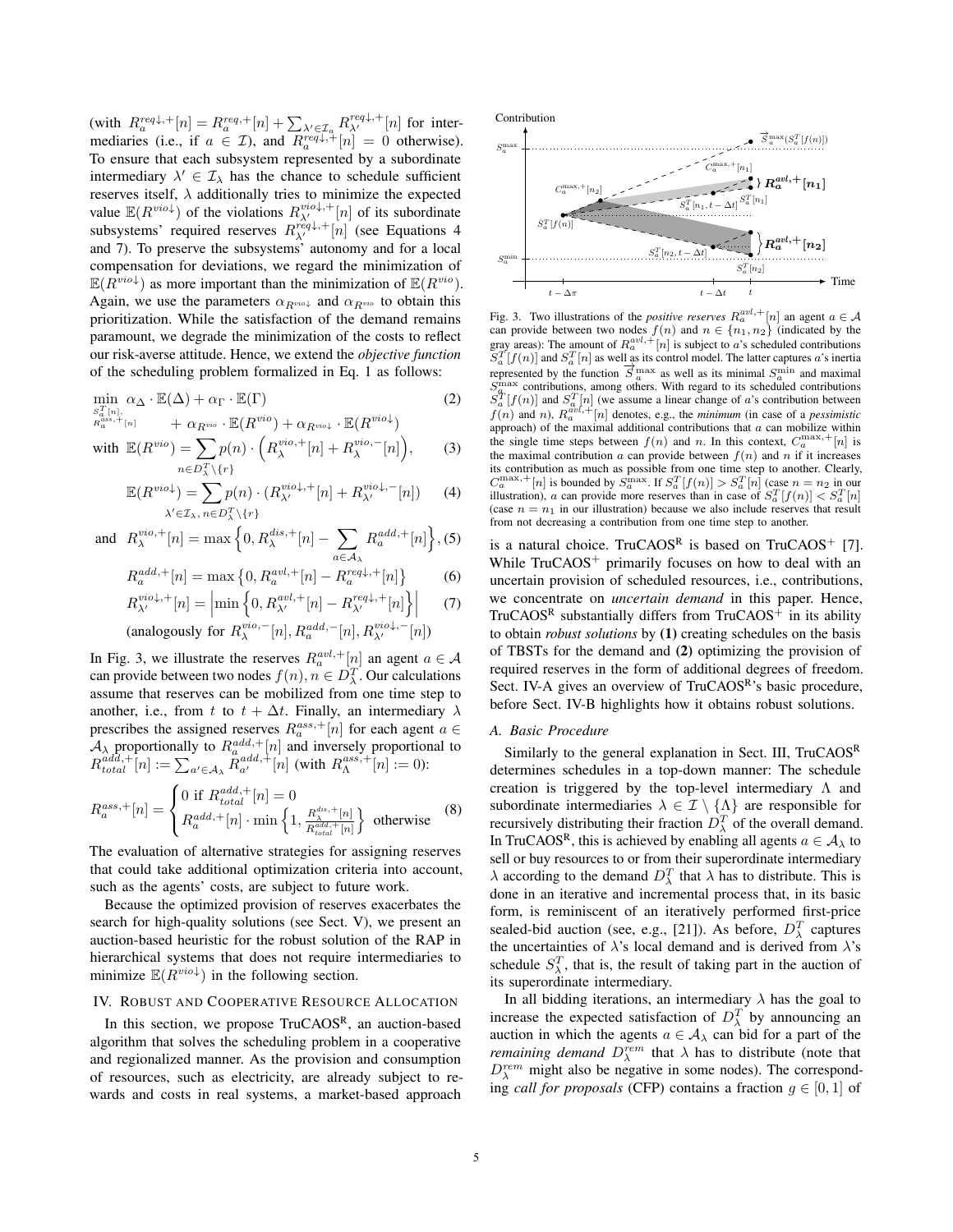(with $R_a^{req\downarrow,+}[n] = R_a^{req,+}[n] + \sum_{\lambda' \in \mathcal{I}_a} R_{\lambda'}^{req\downarrow,+}[n]$ for intermediaries (i.e., if $a \in \mathcal{I}$), and $R_a^{req\downarrow,+}[n] = 0$ otherwise). To ensure that each subsystem represented by a subordinate intermediary $\lambda' \in \mathcal{I}_\lambda$ has the chance to schedule sufficient reserves itself, $\lambda$ additionally tries to minimize the expected value $\mathbb{E}(R^{vio\downarrow})$ of the violations $R_{\lambda'}^{vio\downarrow,+}[n]$ of its subordinate subsystems' required reserves $R_{\lambda'}^{req\downarrow,+}[n]$ (see Equations 4 and 7). To preserve the subsystems' autonomy and for a local compensation for deviations, we regard the minimization of $\mathbb{E}(R^{vio\downarrow})$ as more important than the minimization of $\mathbb{E}(R^{vio})$. Again, we use the parameters $\alpha_{R^{vio\downarrow}}$ and $\alpha_{R^{vio}}$ to obtain this prioritization. While the satisfaction of the demand remains paramount, we degrade the minimization of the costs to reflect our risk-averse attitude. Hence, we extend the *objective function* of the scheduling problem formalized in Eq. 1 as follows:

$$\min_{\substack{S_a^T[n],\\ R_a^{ass,+}[n]}} \alpha_\Delta \cdot \mathbb{E}(\Delta) + \alpha_\Gamma \cdot \mathbb{E}(\Gamma) + \alpha_{R^{vio}} \cdot \mathbb{E}(R^{vio}) + \alpha_{R^{vio\downarrow}} \cdot \mathbb{E}(R^{vio\downarrow}) \tag{2}$$

$$\text{with } \mathbb{E}(R^{vio}) = \sum_{n \in D_\lambda^T \setminus \{r\}} p(n) \cdot \Big(R_\lambda^{vio,+}[n] + R_\lambda^{vio,-}[n]\Big), \tag{3}$$

$$\mathbb{E}(R^{vio\downarrow}) = \sum_{\lambda' \in \mathcal{I}_\lambda,\, n \in D_\lambda^T \setminus \{r\}} p(n) \cdot (R_{\lambda'}^{vio\downarrow,+}[n] + R_{\lambda'}^{vio\downarrow,-}[n]) \tag{4}$$

$$\text{and } R_\lambda^{vio,+}[n] = \max\Big\{0, R_\lambda^{dis,+}[n] - \sum_{a \in \mathcal{A}_\lambda} R_a^{add,+}[n]\Big\}, \tag{5}$$

$$R_a^{add,+}[n] = \max\big\{0, R_a^{avl,+}[n] - R_a^{req\downarrow,+}[n]\big\} \tag{6}$$

$$R_{\lambda'}^{vio\downarrow,+}[n] = \Big|\min\Big\{0, R_{\lambda'}^{avl,+}[n] - R_{\lambda'}^{req\downarrow,+}[n]\Big\}\Big| \tag{7}$$

$$\text{(analogously for } R_\lambda^{vio,-}[n], R_a^{add,-}[n], R_{\lambda'}^{vio\downarrow,-}[n])$$

In Fig. 3, we illustrate the reserves $R_a^{avl,+}[n]$ an agent $a \in \mathcal{A}$ can provide between two nodes $f(n), n \in D_\lambda^T$. Our calculations assume that reserves can be mobilized from one time step to another, i.e., from $t$ to $t + \Delta t$. Finally, an intermediary $\lambda$ prescribes the assigned reserves $R_a^{ass,+}[n]$ for each agent $a \in \mathcal{A}_\lambda$ proportionally to $R_a^{add,+}[n]$ and inversely proportional to $R_{total}^{add,+}[n] := \sum_{a' \in \mathcal{A}_\lambda} R_{a'}^{add,+}[n]$ (with $R_\Lambda^{ass,+}[n] := 0$):

$$R_a^{ass,+}[n] = \begin{cases} 0 \text{ if } R_{total}^{add,+}[n] = 0 \\ R_a^{add,+}[n] \cdot \min\Big\{1, \frac{R_\lambda^{dis,+}[n]}{R_{total}^{add,+}[n]}\Big\} & \text{otherwise} \end{cases} \tag{8}$$

The evaluation of alternative strategies for assigning reserves that could take additional optimization criteria into account, such as the agents' costs, are subject to future work.

Because the optimized provision of reserves exacerbates the search for high-quality solutions (see Sect. V), we present an auction-based heuristic for the robust solution of the RAP in hierarchical systems that does not require intermediaries to minimize $\mathbb{E}(R^{vio\downarrow})$ in the following section.

## IV. Robust and Cooperative Resource Allocation

In this section, we propose TruCAOS$^\text{R}$, an auction-based algorithm that solves the scheduling problem in a cooperative and regionalized manner. As the provision and consumption of resources, such as electricity, are already subject to rewards and costs in real systems, a market-based approach is a natural choice. TruCAOS$^\text{R}$ is based on TruCAOS$^+$ [7]. While TruCAOS$^+$ primarily focuses on how to deal with an uncertain provision of scheduled resources, i.e., contributions, we concentrate on *uncertain demand* in this paper. Hence, TruCAOS$^\text{R}$ substantially differs from TruCAOS$^+$ in its ability to obtain *robust solutions* by **(1)** creating schedules on the basis of TBSTs for the demand and **(2)** optimizing the provision of required reserves in the form of additional degrees of freedom. Sect. IV-A gives an overview of TruCAOS$^\text{R}$'s basic procedure, before Sect. IV-B highlights how it obtains robust solutions.

Fig. 3. Two illustrations of the *positive reserves* $R_a^{avl,+}[n]$ an agent $a \in \mathcal{A}$ can provide between two nodes $f(n)$ and $n \in \{n_1, n_2\}$ (indicated by the gray areas): The amount of $R_a^{avl,+}[n]$ is subject to $a$'s scheduled contributions $S_a^T[f(n)]$ and $S_a^T[n]$ as well as its control model. The latter captures $a$'s inertia represented by the function $\overrightarrow{S}_a^{\max}$ as well as its minimal $S_a^{\min}$ and maximal $S_a^{\max}$ contributions, among others. With regard to its scheduled contributions $S_a^T[f(n)]$ and $S_a^T[n]$ (we assume a linear change of $a$'s contribution between $f(n)$ and $n$), $R_a^{avl,+}[n]$ denotes, e.g., the *minimum* (in case of a *pessimistic* approach) of the maximal additional contributions that $a$ can mobilize within the single time steps between $f(n)$ and $n$. In this context, $C_a^{\max,+}[n]$ is the maximal contribution $a$ can provide between $f(n)$ and $n$ if it increases its contribution as much as possible from one time step to another. Clearly, $C_a^{\max,+}[n]$ is bounded by $S_a^{\max}$. If $S_a^T[f(n)] > S_a^T[n]$ (case $n = n_2$ in our illustration), $a$ can provide more reserves than in case of $S_a^T[f(n)] < S_a^T[n]$ (case $n = n_1$ in our illustration) because we also include reserves that result from not decreasing a contribution from one time step to another.

### A. Basic Procedure

Similarly to the general explanation in Sect. III, TruCAOS$^\text{R}$ determines schedules in a top-down manner: The schedule creation is triggered by the top-level intermediary $\Lambda$ and subordinate intermediaries $\lambda \in \mathcal{I} \setminus \{\Lambda\}$ are responsible for recursively distributing their fraction $D_\lambda^T$ of the overall demand. In TruCAOS$^\text{R}$, this is achieved by enabling all agents $a \in \mathcal{A}_\lambda$ to sell or buy resources to or from their superordinate intermediary $\lambda$ according to the demand $D_\lambda^T$ that $\lambda$ has to distribute. This is done in an iterative and incremental process that, in its basic form, is reminiscent of an iteratively performed first-price sealed-bid auction (see, e.g., [21]). As before, $D_\lambda^T$ captures the uncertainties of $\lambda$'s local demand and is derived from $\lambda$'s schedule $S_\lambda^T$, that is, the result of taking part in the auction of its superordinate intermediary.

In all bidding iterations, an intermediary $\lambda$ has the goal to increase the expected satisfaction of $D_\lambda^T$ by announcing an auction in which the agents $a \in \mathcal{A}_\lambda$ can bid for a part of the *remaining demand* $D_\lambda^{rem}$ that $\lambda$ has to distribute (note that $D_\lambda^{rem}$ might also be negative in some nodes). The corresponding *call for proposals* (CFP) contains a fraction $g \in [0, 1]$ of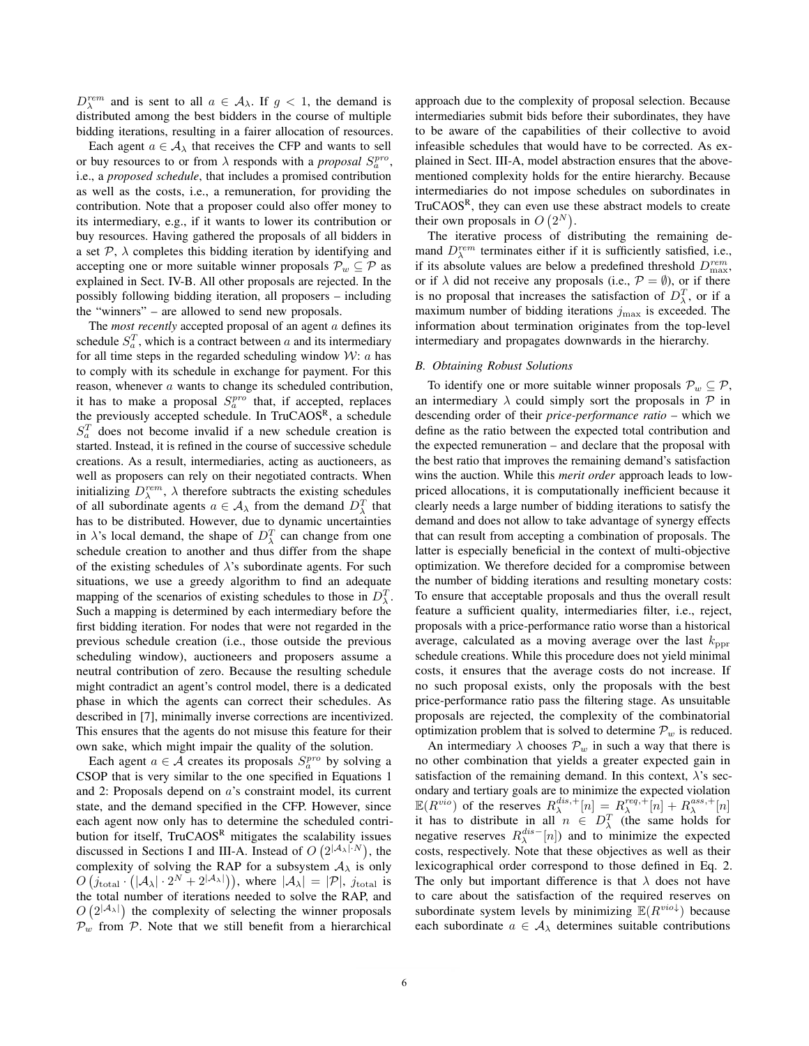$D_\lambda^{rem}$ and is sent to all $a \in \mathcal{A}_\lambda$. If $g < 1$, the demand is distributed among the best bidders in the course of multiple bidding iterations, resulting in a fairer allocation of resources.

Each agent $a \in \mathcal{A}_\lambda$ that receives the CFP and wants to sell or buy resources to or from $\lambda$ responds with a *proposal* $S_a^{pro}$, i.e., a *proposed schedule*, that includes a promised contribution as well as the costs, i.e., a remuneration, for providing the contribution. Note that a proposer could also offer money to its intermediary, e.g., if it wants to lower its contribution or buy resources. Having gathered the proposals of all bidders in a set $\mathcal{P}$, $\lambda$ completes this bidding iteration by identifying and accepting one or more suitable winner proposals $\mathcal{P}_w \subseteq \mathcal{P}$ as explained in Sect. IV-B. All other proposals are rejected. In the possibly following bidding iteration, all proposers – including the "winners" – are allowed to send new proposals.

The *most recently* accepted proposal of an agent $a$ defines its schedule $S_a^T$, which is a contract between $a$ and its intermediary for all time steps in the regarded scheduling window $\mathcal{W}$: $a$ has to comply with its schedule in exchange for payment. For this reason, whenever $a$ wants to change its scheduled contribution, it has to make a proposal $S_a^{pro}$ that, if accepted, replaces the previously accepted schedule. In TruCAOS[R], a schedule $S_a^T$ does not become invalid if a new schedule creation is started. Instead, it is refined in the course of successive schedule creations. As a result, intermediaries, acting as auctioneers, as well as proposers can rely on their negotiated contracts. When initializing $D_\lambda^{rem}$, $\lambda$ therefore subtracts the existing schedules of all subordinate agents $a \in \mathcal{A}_\lambda$ from the demand $D_\lambda^T$ that has to be distributed. However, due to dynamic uncertainties in $\lambda$'s local demand, the shape of $D_\lambda^T$ can change from one schedule creation to another and thus differ from the shape of the existing schedules of $\lambda$'s subordinate agents. For such situations, we use a greedy algorithm to find an adequate mapping of the scenarios of existing schedules to those in $D_\lambda^T$. Such a mapping is determined by each intermediary before the first bidding iteration. For nodes that were not regarded in the previous schedule creation (i.e., those outside the previous scheduling window), auctioneers and proposers assume a neutral contribution of zero. Because the resulting schedule might contradict an agent's control model, there is a dedicated phase in which the agents can correct their schedules. As described in [7], minimally inverse corrections are incentivized. This ensures that the agents do not misuse this feature for their own sake, which might impair the quality of the solution.

Each agent $a \in \mathcal{A}$ creates its proposals $S_a^{pro}$ by solving a CSOP that is very similar to the one specified in Equations 1 and 2: Proposals depend on $a$'s constraint model, its current state, and the demand specified in the CFP. However, since each agent now only has to determine the scheduled contribution for itself, TruCAOS[R] mitigates the scalability issues discussed in Sections I and III-A. Instead of $O\left(2^{|\mathcal{A}_\lambda| \cdot N}\right)$, the complexity of solving the RAP for a subsystem $\mathcal{A}_\lambda$ is only $O\left(j_{\text{total}} \cdot \left(|\mathcal{A}_\lambda| \cdot 2^N + 2^{|\mathcal{A}_\lambda|}\right)\right)$, where $|\mathcal{A}_\lambda| = |\mathcal{P}|$, $j_{\text{total}}$ is the total number of iterations needed to solve the RAP, and $O\left(2^{|\mathcal{A}_\lambda|}\right)$ the complexity of selecting the winner proposals $\mathcal{P}_w$ from $\mathcal{P}$. Note that we still benefit from a hierarchical approach due to the complexity of proposal selection. Because intermediaries submit bids before their subordinates, they have to be aware of the capabilities of their collective to avoid infeasible schedules that would have to be corrected. As explained in Sect. III-A, model abstraction ensures that the above-mentioned complexity holds for the entire hierarchy. Because intermediaries do not impose schedules on subordinates in TruCAOS[R], they can even use these abstract models to create their own proposals in $O\left(2^N\right)$.

The iterative process of distributing the remaining demand $D_\lambda^{rem}$ terminates either if it is sufficiently satisfied, i.e., if its absolute values are below a predefined threshold $D_{\max}^{rem}$, or if $\lambda$ did not receive any proposals (i.e., $\mathcal{P} = \emptyset$), or if there is no proposal that increases the satisfaction of $D_\lambda^T$, or if a maximum number of bidding iterations $j_{\max}$ is exceeded. The information about termination originates from the top-level intermediary and propagates downwards in the hierarchy.

## B. Obtaining Robust Solutions

To identify one or more suitable winner proposals $\mathcal{P}_w \subseteq \mathcal{P}$, an intermediary $\lambda$ could simply sort the proposals in $\mathcal{P}$ in descending order of their *price-performance ratio* – which we define as the ratio between the expected total contribution and the expected remuneration – and declare that the proposal with the best ratio that improves the remaining demand's satisfaction wins the auction. While this *merit order* approach leads to low-priced allocations, it is computationally inefficient because it clearly needs a large number of bidding iterations to satisfy the demand and does not allow to take advantage of synergy effects that can result from accepting a combination of proposals. The latter is especially beneficial in the context of multi-objective optimization. We therefore decided for a compromise between the number of bidding iterations and resulting monetary costs: To ensure that acceptable proposals and thus the overall result feature a sufficient quality, intermediaries filter, i.e., reject, proposals with a price-performance ratio worse than a historical average, calculated as a moving average over the last $k_{\text{ppr}}$ schedule creations. While this procedure does not yield minimal costs, it ensures that the average costs do not increase. If no such proposal exists, only the proposals with the best price-performance ratio pass the filtering stage. As unsuitable proposals are rejected, the complexity of the combinatorial optimization problem that is solved to determine $\mathcal{P}_w$ is reduced.

An intermediary $\lambda$ chooses $\mathcal{P}_w$ in such a way that there is no other combination that yields a greater expected gain in satisfaction of the remaining demand. In this context, $\lambda$'s secondary and tertiary goals are to minimize the expected violation $\mathbb{E}(R^{vio})$ of the reserves $R_\lambda^{dis,+}[n] = R_\lambda^{req,+}[n] + R_\lambda^{ass,+}[n]$ it has to distribute in all $n \in D_\lambda^T$ (the same holds for negative reserves $R_\lambda^{dis-}[n]$) and to minimize the expected costs, respectively. Note that these objectives as well as their lexicographical order correspond to those defined in Eq. 2. The only but important difference is that $\lambda$ does not have to care about the satisfaction of the required reserves on subordinate system levels by minimizing $\mathbb{E}(R^{vio\downarrow})$ because each subordinate $a \in \mathcal{A}_\lambda$ determines suitable contributions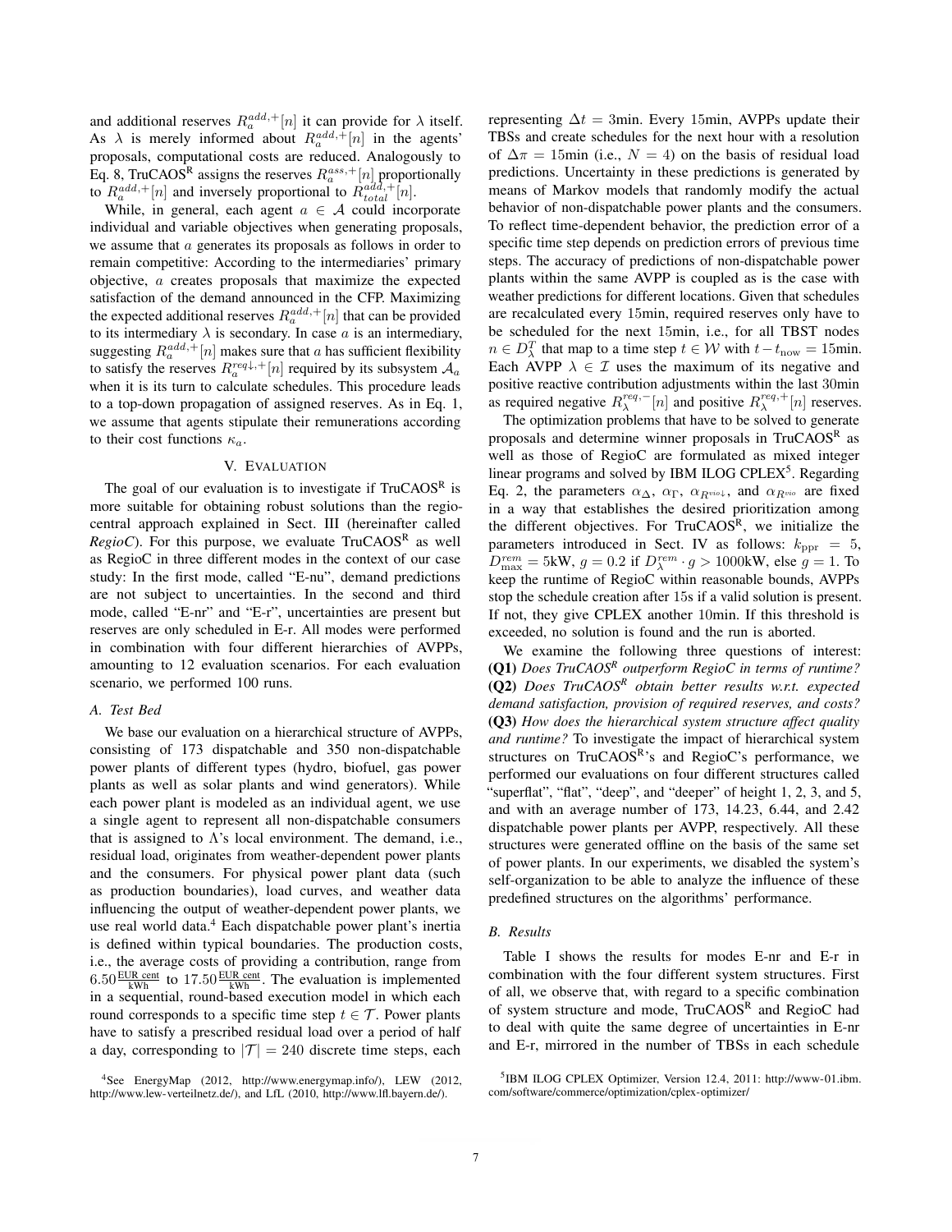and additional reserves $R_a^{add,+}[n]$ it can provide for $\lambda$ itself. As $\lambda$ is merely informed about $R_a^{add,+}[n]$ in the agents' proposals, computational costs are reduced. Analogously to Eq. 8, TruCAOS$^R$ assigns the reserves $R_a^{ass,+}[n]$ proportionally to $R_a^{add,+}[n]$ and inversely proportional to $R_{total}^{add,+}[n]$.

While, in general, each agent $a \in \mathcal{A}$ could incorporate individual and variable objectives when generating proposals, we assume that $a$ generates its proposals as follows in order to remain competitive: According to the intermediaries' primary objective, $a$ creates proposals that maximize the expected satisfaction of the demand announced in the CFP. Maximizing the expected additional reserves $R_a^{add,+}[n]$ that can be provided to its intermediary $\lambda$ is secondary. In case $a$ is an intermediary, suggesting $R_a^{add,+}[n]$ makes sure that $a$ has sufficient flexibility to satisfy the reserves $R_a^{req\downarrow,+}[n]$ required by its subsystem $\mathcal{A}_a$ when it is its turn to calculate schedules. This procedure leads to a top-down propagation of assigned reserves. As in Eq. 1, we assume that agents stipulate their remunerations according to their cost functions $\kappa_a$.

## V. Evaluation

The goal of our evaluation is to investigate if TruCAOS$^R$ is more suitable for obtaining robust solutions than the regio-central approach explained in Sect. III (hereinafter called *RegioC*). For this purpose, we evaluate TruCAOS$^R$ as well as RegioC in three different modes in the context of our case study: In the first mode, called "E-nu", demand predictions are not subject to uncertainties. In the second and third mode, called "E-nr" and "E-r", uncertainties are present but reserves are only scheduled in E-r. All modes were performed in combination with four different hierarchies of AVPPs, amounting to 12 evaluation scenarios. For each evaluation scenario, we performed 100 runs.

### A. Test Bed

We base our evaluation on a hierarchical structure of AVPPs, consisting of 173 dispatchable and 350 non-dispatchable power plants of different types (hydro, biofuel, gas power plants as well as solar plants and wind generators). While each power plant is modeled as an individual agent, we use a single agent to represent all non-dispatchable consumers that is assigned to $\Lambda$'s local environment. The demand, i.e., residual load, originates from weather-dependent power plants and the consumers. For physical power plant data (such as production boundaries), load curves, and weather data influencing the output of weather-dependent power plants, we use real world data.[4] Each dispatchable power plant's inertia is defined within typical boundaries. The production costs, i.e., the average costs of providing a contribution, range from $6.50\frac{\text{EUR cent}}{\text{kWh}}$ to $17.50\frac{\text{EUR cent}}{\text{kWh}}$. The evaluation is implemented in a sequential, round-based execution model in which each round corresponds to a specific time step $t \in \mathcal{T}$. Power plants have to satisfy a prescribed residual load over a period of half a day, corresponding to $|\mathcal{T}| = 240$ discrete time steps, each representing $\Delta t = 3\text{min}$. Every 15min, AVPPs update their TBSs and create schedules for the next hour with a resolution of $\Delta\pi = 15\text{min}$ (i.e., $N = 4$) on the basis of residual load predictions. Uncertainty in these predictions is generated by means of Markov models that randomly modify the actual behavior of non-dispatchable power plants and the consumers. To reflect time-dependent behavior, the prediction error of a specific time step depends on prediction errors of previous time steps. The accuracy of predictions of non-dispatchable power plants within the same AVPP is coupled as is the case with weather predictions for different locations. Given that schedules are recalculated every 15min, required reserves only have to be scheduled for the next 15min, i.e., for all TBST nodes $n \in D_\lambda^T$ that map to a time step $t \in \mathcal{W}$ with $t - t_{\text{now}} = 15\text{min}$. Each AVPP $\lambda \in \mathcal{I}$ uses the maximum of its negative and positive reactive contribution adjustments within the last 30min as required negative $R_\lambda^{req,-}[n]$ and positive $R_\lambda^{req,+}[n]$ reserves.

The optimization problems that have to be solved to generate proposals and determine winner proposals in TruCAOS$^R$ as well as those of RegioC are formulated as mixed integer linear programs and solved by IBM ILOG CPLEX[5]. Regarding Eq. 2, the parameters $\alpha_\Delta$, $\alpha_\Gamma$, $\alpha_{R^{vio\downarrow}}$, and $\alpha_{R^{vio}}$ are fixed in a way that establishes the desired prioritization among the different objectives. For TruCAOS$^R$, we initialize the parameters introduced in Sect. IV as follows: $k_{\text{ppr}} = 5$, $D_{\max}^{rem} = 5\text{kW}$, $g = 0.2$ if $D_\lambda^{rem} \cdot g > 1000\text{kW}$, else $g = 1$. To keep the runtime of RegioC within reasonable bounds, AVPPs stop the schedule creation after 15s if a valid solution is present. If not, they give CPLEX another 10min. If this threshold is exceeded, no solution is found and the run is aborted.

We examine the following three questions of interest: **(Q1)** *Does TruCAOS$^R$ outperform RegioC in terms of runtime?* **(Q2)** *Does TruCAOS$^R$ obtain better results w.r.t. expected demand satisfaction, provision of required reserves, and costs?* **(Q3)** *How does the hierarchical system structure affect quality and runtime?* To investigate the impact of hierarchical system structures on TruCAOS$^R$'s and RegioC's performance, we performed our evaluations on four different structures called "superflat", "flat", "deep", and "deeper" of height 1, 2, 3, and 5, and with an average number of 173, 14.23, 6.44, and 2.42 dispatchable power plants per AVPP, respectively. All these structures were generated offline on the basis of the same set of power plants. In our experiments, we disabled the system's self-organization to be able to analyze the influence of these predefined structures on the algorithms' performance.

### B. Results

Table I shows the results for modes E-nr and E-r in combination with the four different system structures. First of all, we observe that, with regard to a specific combination of system structure and mode, TruCAOS$^R$ and RegioC had to deal with quite the same degree of uncertainties in E-nr and E-r, mirrored in the number of TBSs in each schedule

[4] See EnergyMap (2012, http://www.energymap.info/), LEW (2012, http://www.lew-verteilnetz.de/), and LfL (2010, http://www.lfl.bayern.de/).

[5] IBM ILOG CPLEX Optimizer, Version 12.4, 2011: http://www-01.ibm.com/software/commerce/optimization/cplex-optimizer/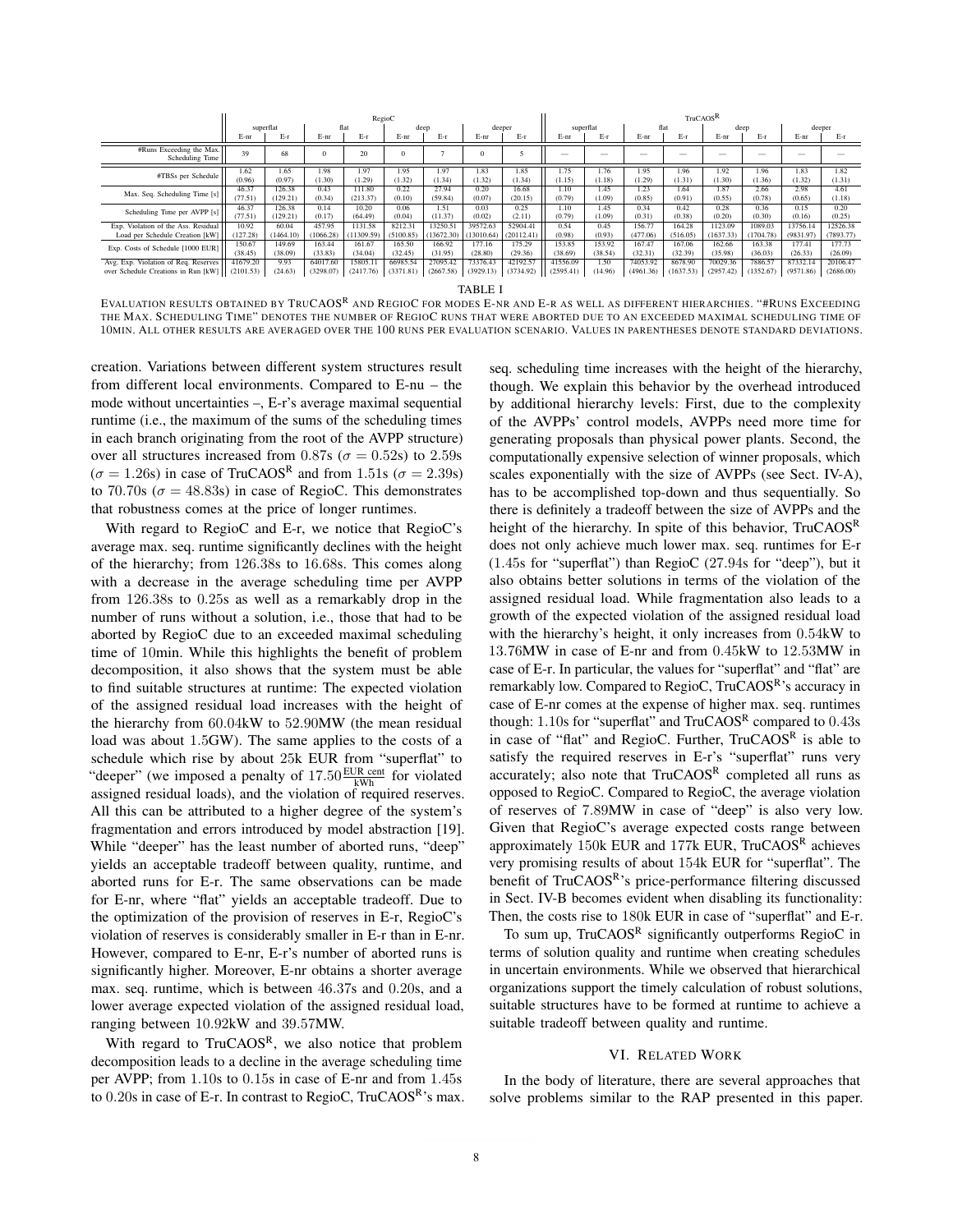| | RegioC | | | | | | | | TruCAOS$^{R}$ | | | | | | | |
|---|---|---|---|---|---|---|---|---|---|---|---|---|---|---|---|---|
| | superflat | | flat | | deep | | deeper | | superflat | | flat | | deep | | deeper | |
| | E-nr | E-r | E-nr | E-r | E-nr | E-r | E-nr | E-r | E-nr | E-r | E-nr | E-r | E-nr | E-r | E-nr | E-r |
| #Runs Exceeding the Max. Scheduling Time | 39 | 68 | 0 | 20 | 0 | 7 | 0 | 5 | — | — | — | — | — | — | — | — |
| #TBSs per Schedule | 1.62 (0.96) | 1.65 (0.97) | 1.98 (1.30) | 1.97 (1.29) | 1.95 (1.32) | 1.97 (1.34) | 1.83 (1.32) | 1.85 (1.34) | 1.75 (1.15) | 1.76 (1.18) | 1.95 (1.29) | 1.96 (1.31) | 1.92 (1.30) | 1.96 (1.36) | 1.83 (1.32) | 1.82 (1.31) |
| Max. Seq. Scheduling Time [s] | 46.37 (77.51) | 126.38 (129.21) | 0.43 (0.34) | 111.80 (213.37) | 0.22 (0.10) | 27.94 (59.84) | 0.20 (0.07) | 16.68 (20.15) | 1.10 (0.79) | 1.45 (1.09) | 1.23 (0.85) | 1.64 (0.91) | 1.87 (0.55) | 2.66 (0.78) | 2.98 (0.65) | 4.61 (1.18) |
| Scheduling Time per AVPP [s] | 46.37 (77.51) | 126.38 (129.21) | 0.14 (0.17) | 10.20 (64.49) | 0.06 (0.04) | 1.51 (11.37) | 0.03 (0.02) | 0.25 (2.11) | 1.10 (0.79) | 1.45 (1.09) | 0.34 (0.31) | 0.42 (0.38) | 0.28 (0.20) | 0.36 (0.30) | 0.15 (0.16) | 0.20 (0.25) |
| Exp. Violation of the Ass. Residual Load per Schedule Creation [kW] | 10.92 (127.28) | 60.04 (1464.10) | 457.95 (1066.28) | 1131.58 (11309.59) | 8212.31 (5100.85) | 13250.51 (13672.30) | 39572.63 (13010.64) | 52904.41 (20112.41) | 0.54 (0.98) | 0.45 (0.93) | 156.77 (477.06) | 164.28 (516.05) | 1123.09 (1637.33) | 1089.03 (1704.78) | 13756.14 (9831.97) | 12526.38 (7893.77) |
| Exp. Costs of Schedule [1000 EUR] | 150.67 (38.45) | 149.69 (38.09) | 163.44 (33.83) | 161.67 (34.04) | 165.50 (32.45) | 166.92 (31.95) | 177.16 (28.80) | 175.29 (29.36) | 153.85 (38.69) | 153.92 (38.54) | 167.47 (32.31) | 167.06 (32.39) | 162.66 (35.98) | 163.38 (36.03) | 177.41 (26.33) | 177.73 (26.09) |
| Avg. Exp. Violation of Req. Reserves over Schedule Creations in Run [kW] | 41679.20 (2101.53) | 9.93 (24.63) | 64017.60 (3298.07) | 15805.11 (2417.76) | 66985.54 (3371.81) | 27095.42 (2667.58) | 73376.43 (3929.13) | 42192.57 (3734.92) | 41556.09 (2595.41) | 1.50 (14.96) | 74053.92 (4961.36) | 8678.90 (1637.53) | 70029.36 (2957.42) | 7886.57 (1352.67) | 87332.14 (9571.86) | 20106.47 (2686.00) |

TABLE I

EVALUATION RESULTS OBTAINED BY TRUCAOS$^{R}$ AND REGIOC FOR MODES E-NR AND E-R AS WELL AS DIFFERENT HIERARCHIES. "#RUNS EXCEEDING THE MAX. SCHEDULING TIME" DENOTES THE NUMBER OF REGIOC RUNS THAT WERE ABORTED DUE TO AN EXCEEDED MAXIMAL SCHEDULING TIME OF 10MIN. ALL OTHER RESULTS ARE AVERAGED OVER THE 100 RUNS PER EVALUATION SCENARIO. VALUES IN PARENTHESES DENOTE STANDARD DEVIATIONS.

creation. Variations between different system structures result from different local environments. Compared to E-nu – the mode without uncertainties –, E-r's average maximal sequential runtime (i.e., the maximum of the sums of the scheduling times in each branch originating from the root of the AVPP structure) over all structures increased from 0.87s ($\sigma = 0.52$s) to 2.59s ($\sigma = 1.26$s) in case of TruCAOS$^{R}$ and from 1.51s ($\sigma = 2.39$s) to 70.70s ($\sigma = 48.83$s) in case of RegioC. This demonstrates that robustness comes at the price of longer runtimes.

With regard to RegioC and E-r, we notice that RegioC's average max. seq. runtime significantly declines with the height of the hierarchy; from 126.38s to 16.68s. This comes along with a decrease in the average scheduling time per AVPP from 126.38s to 0.25s as well as a remarkably drop in the number of runs without a solution, i.e., those that had to be aborted by RegioC due to an exceeded maximal scheduling time of 10min. While this highlights the benefit of problem decomposition, it also shows that the system must be able to find suitable structures at runtime: The expected violation of the assigned residual load increases with the height of the hierarchy from 60.04kW to 52.90MW (the mean residual load was about 1.5GW). The same applies to the costs of a schedule which rise by about 25k EUR from "superflat" to "deeper" (we imposed a penalty of $17.50\,\frac{\text{EUR cent}}{\text{kWh}}$ for violated assigned residual loads), and the violation of required reserves. All this can be attributed to a higher degree of the system's fragmentation and errors introduced by model abstraction [19]. While "deeper" has the least number of aborted runs, "deep" yields an acceptable tradeoff between quality, runtime, and aborted runs for E-r. The same observations can be made for E-nr, where "flat" yields an acceptable tradeoff. Due to the optimization of the provision of reserves in E-r, RegioC's violation of reserves is considerably smaller in E-r than in E-nr. However, compared to E-nr, E-r's number of aborted runs is significantly higher. Moreover, E-nr obtains a shorter average max. seq. runtime, which is between 46.37s and 0.20s, and a lower average expected violation of the assigned residual load, ranging between 10.92kW and 39.57MW.

With regard to TruCAOS$^{R}$, we also notice that problem decomposition leads to a decline in the average scheduling time per AVPP; from 1.10s to 0.15s in case of E-nr and from 1.45s to 0.20s in case of E-r. In contrast to RegioC, TruCAOS$^{R}$'s max. seq. scheduling time increases with the height of the hierarchy, though. We explain this behavior by the overhead introduced by additional hierarchy levels: First, due to the complexity of the AVPPs' control models, AVPPs need more time for generating proposals than physical power plants. Second, the computationally expensive selection of winner proposals, which scales exponentially with the size of AVPPs (see Sect. IV-A), has to be accomplished top-down and thus sequentially. So there is definitely a tradeoff between the size of AVPPs and the height of the hierarchy. In spite of this behavior, TruCAOS$^{R}$ does not only achieve much lower max. seq. runtimes for E-r (1.45s for "superflat") than RegioC (27.94s for "deep"), but it also obtains better solutions in terms of the violation of the assigned residual load. While fragmentation also leads to a growth of the expected violation of the assigned residual load with the hierarchy's height, it only increases from 0.54kW to 13.76MW in case of E-nr and from 0.45kW to 12.53MW in case of E-r. In particular, the values for "superflat" and "flat" are remarkably low. Compared to RegioC, TruCAOS$^{R}$'s accuracy in case of E-nr comes at the expense of higher max. seq. runtimes though: 1.10s for "superflat" and TruCAOS$^{R}$ compared to 0.43s in case of "flat" and RegioC. Further, TruCAOS$^{R}$ is able to satisfy the required reserves in E-r's "superflat" runs very accurately; also note that TruCAOS$^{R}$ completed all runs as opposed to RegioC. Compared to RegioC, the average violation of reserves of 7.89MW in case of "deep" is also very low. Given that RegioC's average expected costs range between approximately 150k EUR and 177k EUR, TruCAOS$^{R}$ achieves very promising results of about 154k EUR for "superflat". The benefit of TruCAOS$^{R}$'s price-performance filtering discussed in Sect. IV-B becomes evident when disabling its functionality: Then, the costs rise to 180k EUR in case of "superflat" and E-r.

To sum up, TruCAOS$^{R}$ significantly outperforms RegioC in terms of solution quality and runtime when creating schedules in uncertain environments. While we observed that hierarchical organizations support the timely calculation of robust solutions, suitable structures have to be formed at runtime to achieve a suitable tradeoff between quality and runtime.

## VI. Related Work

In the body of literature, there are several approaches that solve problems similar to the RAP presented in this paper.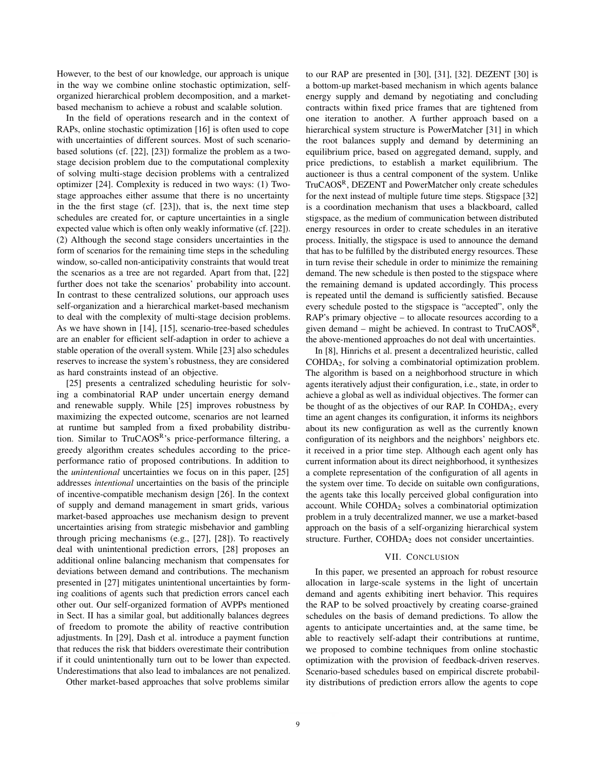However, to the best of our knowledge, our approach is unique in the way we combine online stochastic optimization, self-organized hierarchical problem decomposition, and a market-based mechanism to achieve a robust and scalable solution.

In the field of operations research and in the context of RAPs, online stochastic optimization [16] is often used to cope with uncertainties of different sources. Most of such scenario-based solutions (cf. [22], [23]) formalize the problem as a two-stage decision problem due to the computational complexity of solving multi-stage decision problems with a centralized optimizer [24]. Complexity is reduced in two ways: (1) Two-stage approaches either assume that there is no uncertainty in the the first stage (cf. [23]), that is, the next time step schedules are created for, or capture uncertainties in a single expected value which is often only weakly informative (cf. [22]). (2) Although the second stage considers uncertainties in the form of scenarios for the remaining time steps in the scheduling window, so-called non-anticipativity constraints that would treat the scenarios as a tree are not regarded. Apart from that, [22] further does not take the scenarios' probability into account. In contrast to these centralized solutions, our approach uses self-organization and a hierarchical market-based mechanism to deal with the complexity of multi-stage decision problems. As we have shown in [14], [15], scenario-tree-based schedules are an enabler for efficient self-adaption in order to achieve a stable operation of the overall system. While [23] also schedules reserves to increase the system's robustness, they are considered as hard constraints instead of an objective.

[25] presents a centralized scheduling heuristic for solving a combinatorial RAP under uncertain energy demand and renewable supply. While [25] improves robustness by maximizing the expected outcome, scenarios are not learned at runtime but sampled from a fixed probability distribution. Similar to TruCAOS$^{R}$'s price-performance filtering, a greedy algorithm creates schedules according to the price-performance ratio of proposed contributions. In addition to the *unintentional* uncertainties we focus on in this paper, [25] addresses *intentional* uncertainties on the basis of the principle of incentive-compatible mechanism design [26]. In the context of supply and demand management in smart grids, various market-based approaches use mechanism design to prevent uncertainties arising from strategic misbehavior and gambling through pricing mechanisms (e.g., [27], [28]). To reactively deal with unintentional prediction errors, [28] proposes an additional online balancing mechanism that compensates for deviations between demand and contributions. The mechanism presented in [27] mitigates unintentional uncertainties by forming coalitions of agents such that prediction errors cancel each other out. Our self-organized formation of AVPPs mentioned in Sect. II has a similar goal, but additionally balances degrees of freedom to promote the ability of reactive contribution adjustments. In [29], Dash et al. introduce a payment function that reduces the risk that bidders overestimate their contribution if it could unintentionally turn out to be lower than expected. Underestimations that also lead to imbalances are not penalized.

Other market-based approaches that solve problems similar to our RAP are presented in [30], [31], [32]. DEZENT [30] is a bottom-up market-based mechanism in which agents balance energy supply and demand by negotiating and concluding contracts within fixed price frames that are tightened from one iteration to another. A further approach based on a hierarchical system structure is PowerMatcher [31] in which the root balances supply and demand by determining an equilibrium price, based on aggregated demand, supply, and price predictions, to establish a market equilibrium. The auctioneer is thus a central component of the system. Unlike TruCAOS$^{R}$, DEZENT and PowerMatcher only create schedules for the next instead of multiple future time steps. Stigspace [32] is a coordination mechanism that uses a blackboard, called stigspace, as the medium of communication between distributed energy resources in order to create schedules in an iterative process. Initially, the stigspace is used to announce the demand that has to be fulfilled by the distributed energy resources. These in turn revise their schedule in order to minimize the remaining demand. The new schedule is then posted to the stigspace where the remaining demand is updated accordingly. This process is repeated until the demand is sufficiently satisfied. Because every schedule posted to the stigspace is "accepted", only the RAP's primary objective – to allocate resources according to a given demand – might be achieved. In contrast to TruCAOS$^{R}$, the above-mentioned approaches do not deal with uncertainties.

In [8], Hinrichs et al. present a decentralized heuristic, called COHDA$_2$, for solving a combinatorial optimization problem. The algorithm is based on a neighborhood structure in which agents iteratively adjust their configuration, i.e., state, in order to achieve a global as well as individual objectives. The former can be thought of as the objectives of our RAP. In COHDA$_2$, every time an agent changes its configuration, it informs its neighbors about its new configuration as well as the currently known configuration of its neighbors and the neighbors' neighbors etc. it received in a prior time step. Although each agent only has current information about its direct neighborhood, it synthesizes a complete representation of the configuration of all agents in the system over time. To decide on suitable own configurations, the agents take this locally perceived global configuration into account. While COHDA$_2$ solves a combinatorial optimization problem in a truly decentralized manner, we use a market-based approach on the basis of a self-organizing hierarchical system structure. Further, COHDA$_2$ does not consider uncertainties.

## VII. Conclusion

In this paper, we presented an approach for robust resource allocation in large-scale systems in the light of uncertain demand and agents exhibiting inert behavior. This requires the RAP to be solved proactively by creating coarse-grained schedules on the basis of demand predictions. To allow the agents to anticipate uncertainties and, at the same time, be able to reactively self-adapt their contributions at runtime, we proposed to combine techniques from online stochastic optimization with the provision of feedback-driven reserves. Scenario-based schedules based on empirical discrete probability distributions of prediction errors allow the agents to cope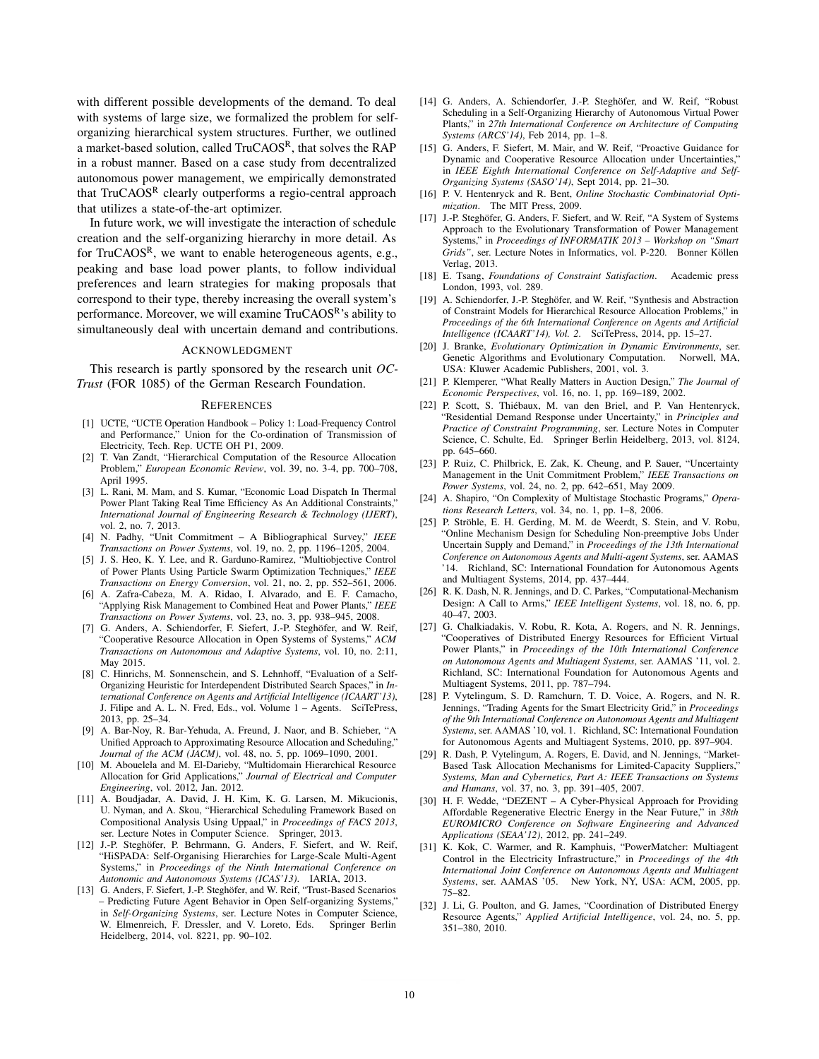with different possible developments of the demand. To deal with systems of large size, we formalized the problem for self-organizing hierarchical system structures. Further, we outlined a market-based solution, called TruCAOS$^{R}$, that solves the RAP in a robust manner. Based on a case study from decentralized autonomous power management, we empirically demonstrated that TruCAOS$^{R}$ clearly outperforms a regio-central approach that utilizes a state-of-the-art optimizer.

In future work, we will investigate the interaction of schedule creation and the self-organizing hierarchy in more detail. As for TruCAOS$^{R}$, we want to enable heterogeneous agents, e.g., peaking and base load power plants, to follow individual preferences and learn strategies for making proposals that correspond to their type, thereby increasing the overall system's performance. Moreover, we will examine TruCAOS$^{R}$'s ability to simultaneously deal with uncertain demand and contributions.

## Acknowledgment

This research is partly sponsored by the research unit *OC-Trust* (FOR 1085) of the German Research Foundation.

## References

[1] UCTE, "UCTE Operation Handbook – Policy 1: Load-Frequency Control and Performance," Union for the Co-ordination of Transmission of Electricity, Tech. Rep. UCTE OH P1, 2009.

[2] T. Van Zandt, "Hierarchical Computation of the Resource Allocation Problem," *European Economic Review*, vol. 39, no. 3-4, pp. 700–708, April 1995.

[3] L. Rani, M. Mam, and S. Kumar, "Economic Load Dispatch In Thermal Power Plant Taking Real Time Efficiency As An Additional Constraints," *International Journal of Engineering Research & Technology (IJERT)*, vol. 2, no. 7, 2013.

[4] N. Padhy, "Unit Commitment – A Bibliographical Survey," *IEEE Transactions on Power Systems*, vol. 19, no. 2, pp. 1196–1205, 2004.

[5] J. S. Heo, K. Y. Lee, and R. Garduno-Ramirez, "Multiobjective Control of Power Plants Using Particle Swarm Optimization Techniques," *IEEE Transactions on Energy Conversion*, vol. 21, no. 2, pp. 552–561, 2006.

[6] A. Zafra-Cabeza, M. A. Ridao, I. Alvarado, and E. F. Camacho, "Applying Risk Management to Combined Heat and Power Plants," *IEEE Transactions on Power Systems*, vol. 23, no. 3, pp. 938–945, 2008.

[7] G. Anders, A. Schiendorfer, F. Siefert, J.-P. Steghöfer, and W. Reif, "Cooperative Resource Allocation in Open Systems of Systems," *ACM Transactions on Autonomous and Adaptive Systems*, vol. 10, no. 2:11, May 2015.

[8] C. Hinrichs, M. Sonnenschein, and S. Lehnhoff, "Evaluation of a Self-Organizing Heuristic for Interdependent Distributed Search Spaces," in *International Conference on Agents and Artificial Intelligence (ICAART'13)*, J. Filipe and A. L. N. Fred, Eds., vol. Volume 1 – Agents. SciTePress, 2013, pp. 25–34.

[9] A. Bar-Noy, R. Bar-Yehuda, A. Freund, J. Naor, and B. Schieber, "A Unified Approach to Approximating Resource Allocation and Scheduling," *Journal of the ACM (JACM)*, vol. 48, no. 5, pp. 1069–1090, 2001.

[10] M. Abouelela and M. El-Darieby, "Multidomain Hierarchical Resource Allocation for Grid Applications," *Journal of Electrical and Computer Engineering*, vol. 2012, Jan. 2012.

[11] A. Boudjadar, A. David, J. H. Kim, K. G. Larsen, M. Mikucionis, U. Nyman, and A. Skou, "Hierarchical Scheduling Framework Based on Compositional Analysis Using Uppaal," in *Proceedings of FACS 2013*, ser. Lecture Notes in Computer Science. Springer, 2013.

[12] J.-P. Steghöfer, P. Behrmann, G. Anders, F. Siefert, and W. Reif, "HiSPADA: Self-Organising Hierarchies for Large-Scale Multi-Agent Systems," in *Proceedings of the Ninth International Conference on Autonomic and Autonomous Systems (ICAS'13)*. IARIA, 2013.

[13] G. Anders, F. Siefert, J.-P. Steghöfer, and W. Reif, "Trust-Based Scenarios – Predicting Future Agent Behavior in Open Self-organizing Systems," in *Self-Organizing Systems*, ser. Lecture Notes in Computer Science, W. Elmenreich, F. Dressler, and V. Loreto, Eds. Springer Berlin Heidelberg, 2014, vol. 8221, pp. 90–102.

[14] G. Anders, A. Schiendorfer, J.-P. Steghöfer, and W. Reif, "Robust Scheduling in a Self-Organizing Hierarchy of Autonomous Virtual Power Plants," in *27th International Conference on Architecture of Computing Systems (ARCS'14)*, Feb 2014, pp. 1–8.

[15] G. Anders, F. Siefert, M. Mair, and W. Reif, "Proactive Guidance for Dynamic and Cooperative Resource Allocation under Uncertainties," in *IEEE Eighth International Conference on Self-Adaptive and Self-Organizing Systems (SASO'14)*, Sept 2014, pp. 21–30.

[16] P. V. Hentenryck and R. Bent, *Online Stochastic Combinatorial Optimization*. The MIT Press, 2009.

[17] J.-P. Steghöfer, G. Anders, F. Siefert, and W. Reif, "A System of Systems Approach to the Evolutionary Transformation of Power Management Systems," in *Proceedings of INFORMATIK 2013 – Workshop on "Smart Grids"*, ser. Lecture Notes in Informatics, vol. P-220. Bonner Köllen Verlag, 2013.

[18] E. Tsang, *Foundations of Constraint Satisfaction*. Academic press London, 1993, vol. 289.

[19] A. Schiendorfer, J.-P. Steghöfer, and W. Reif, "Synthesis and Abstraction of Constraint Models for Hierarchical Resource Allocation Problems," in *Proceedings of the 6th International Conference on Agents and Artificial Intelligence (ICAART'14), Vol. 2*. SciTePress, 2014, pp. 15–27.

[20] J. Branke, *Evolutionary Optimization in Dynamic Environments*, ser. Genetic Algorithms and Evolutionary Computation. Norwell, MA, USA: Kluwer Academic Publishers, 2001, vol. 3.

[21] P. Klemperer, "What Really Matters in Auction Design," *The Journal of Economic Perspectives*, vol. 16, no. 1, pp. 169–189, 2002.

[22] P. Scott, S. Thiébaux, M. van den Briel, and P. Van Hentenryck, "Residential Demand Response under Uncertainty," in *Principles and Practice of Constraint Programming*, ser. Lecture Notes in Computer Science, C. Schulte, Ed. Springer Berlin Heidelberg, 2013, vol. 8124, pp. 645–660.

[23] P. Ruiz, C. Philbrick, E. Zak, K. Cheung, and P. Sauer, "Uncertainty Management in the Unit Commitment Problem," *IEEE Transactions on Power Systems*, vol. 24, no. 2, pp. 642–651, May 2009.

[24] A. Shapiro, "On Complexity of Multistage Stochastic Programs," *Operations Research Letters*, vol. 34, no. 1, pp. 1–8, 2006.

[25] P. Ströhle, E. H. Gerding, M. M. de Weerdt, S. Stein, and V. Robu, "Online Mechanism Design for Scheduling Non-preemptive Jobs Under Uncertain Supply and Demand," in *Proceedings of the 13th International Conference on Autonomous Agents and Multi-agent Systems*, ser. AAMAS '14. Richland, SC: International Foundation for Autonomous Agents and Multiagent Systems, 2014, pp. 437–444.

[26] R. K. Dash, N. R. Jennings, and D. C. Parkes, "Computational-Mechanism Design: A Call to Arms," *IEEE Intelligent Systems*, vol. 18, no. 6, pp. 40–47, 2003.

[27] G. Chalkiadakis, V. Robu, R. Kota, A. Rogers, and N. R. Jennings, "Cooperatives of Distributed Energy Resources for Efficient Virtual Power Plants," in *Proceedings of the 10th International Conference on Autonomous Agents and Multiagent Systems*, ser. AAMAS '11, vol. 2. Richland, SC: International Foundation for Autonomous Agents and Multiagent Systems, 2011, pp. 787–794.

[28] P. Vytelingum, S. D. Ramchurn, T. D. Voice, A. Rogers, and N. R. Jennings, "Trading Agents for the Smart Electricity Grid," in *Proceedings of the 9th International Conference on Autonomous Agents and Multiagent Systems*, ser. AAMAS '10, vol. 1. Richland, SC: International Foundation for Autonomous Agents and Multiagent Systems, 2010, pp. 897–904.

[29] R. Dash, P. Vytelingum, A. Rogers, E. David, and N. Jennings, "Market-Based Task Allocation Mechanisms for Limited-Capacity Suppliers," *Systems, Man and Cybernetics, Part A: IEEE Transactions on Systems and Humans*, vol. 37, no. 3, pp. 391–405, 2007.

[30] H. F. Wedde, "DEZENT – A Cyber-Physical Approach for Providing Affordable Regenerative Electric Energy in the Near Future," in *38th EUROMICRO Conference on Software Engineering and Advanced Applications (SEAA'12)*, 2012, pp. 241–249.

[31] K. Kok, C. Warmer, and R. Kamphuis, "PowerMatcher: Multiagent Control in the Electricity Infrastructure," in *Proceedings of the 4th International Joint Conference on Autonomous Agents and Multiagent Systems*, ser. AAMAS '05. New York, NY, USA: ACM, 2005, pp. 75–82.

[32] J. Li, G. Poulton, and G. James, "Coordination of Distributed Energy Resource Agents," *Applied Artificial Intelligence*, vol. 24, no. 5, pp. 351–380, 2010.